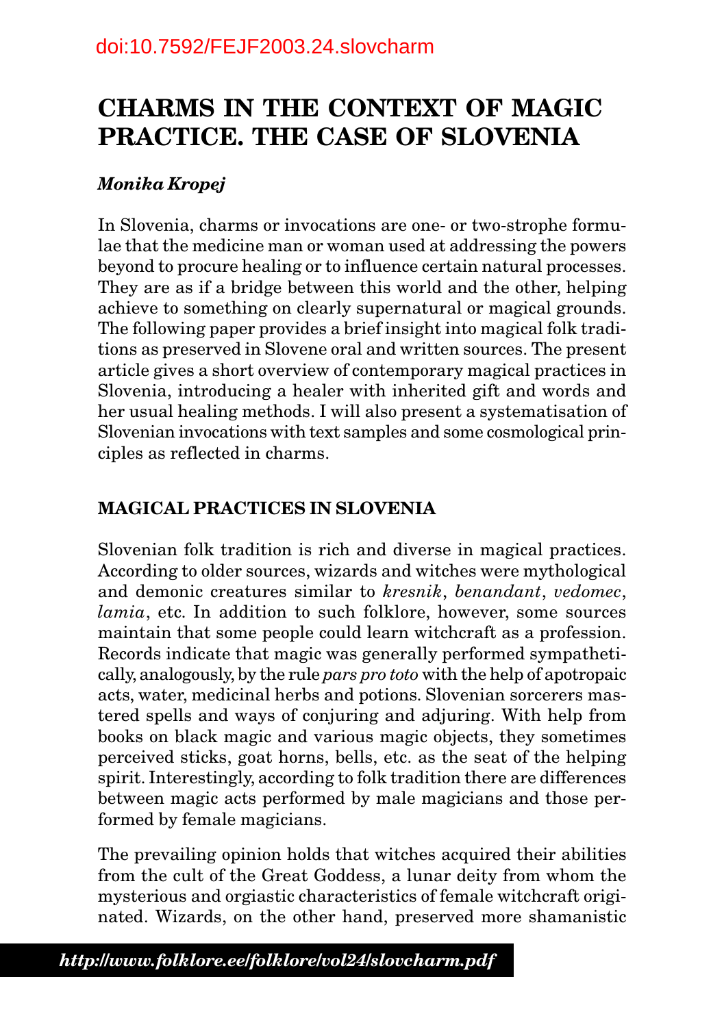doi:10.7592/FEJF2003.24.slovcharm

# CHARMS IN THE CONTEXT OF MAGIC PRACTICE. THE CASE OF SLOVENIA

***Monika Kropej***

In Slovenia, charms or invocations are one- or two-strophe formulae that the medicine man or woman used at addressing the powers beyond to procure healing or to influence certain natural processes. They are as if a bridge between this world and the other, helping achieve to something on clearly supernatural or magical grounds. The following paper provides a brief insight into magical folk traditions as preserved in Slovene oral and written sources. The present article gives a short overview of contemporary magical practices in Slovenia, introducing a healer with inherited gift and words and her usual healing methods. I will also present a systematisation of Slovenian invocations with text samples and some cosmological principles as reflected in charms.

## MAGICAL PRACTICES IN SLOVENIA

Slovenian folk tradition is rich and diverse in magical practices. According to older sources, wizards and witches were mythological and demonic creatures similar to *kresnik*, *benandant*, *vedomec*, *lamia*, etc. In addition to such folklore, however, some sources maintain that some people could learn witchcraft as a profession. Records indicate that magic was generally performed sympathetically, analogously, by the rule *pars pro toto* with the help of apotropaic acts, water, medicinal herbs and potions. Slovenian sorcerers mastered spells and ways of conjuring and adjuring. With help from books on black magic and various magic objects, they sometimes perceived sticks, goat horns, bells, etc. as the seat of the helping spirit. Interestingly, according to folk tradition there are differences between magic acts performed by male magicians and those performed by female magicians.

The prevailing opinion holds that witches acquired their abilities from the cult of the Great Goddess, a lunar deity from whom the mysterious and orgiastic characteristics of female witchcraft originated. Wizards, on the other hand, preserved more shamanistic

***http://www.folklore.ee/folklore/vol24/slovcharm.pdf***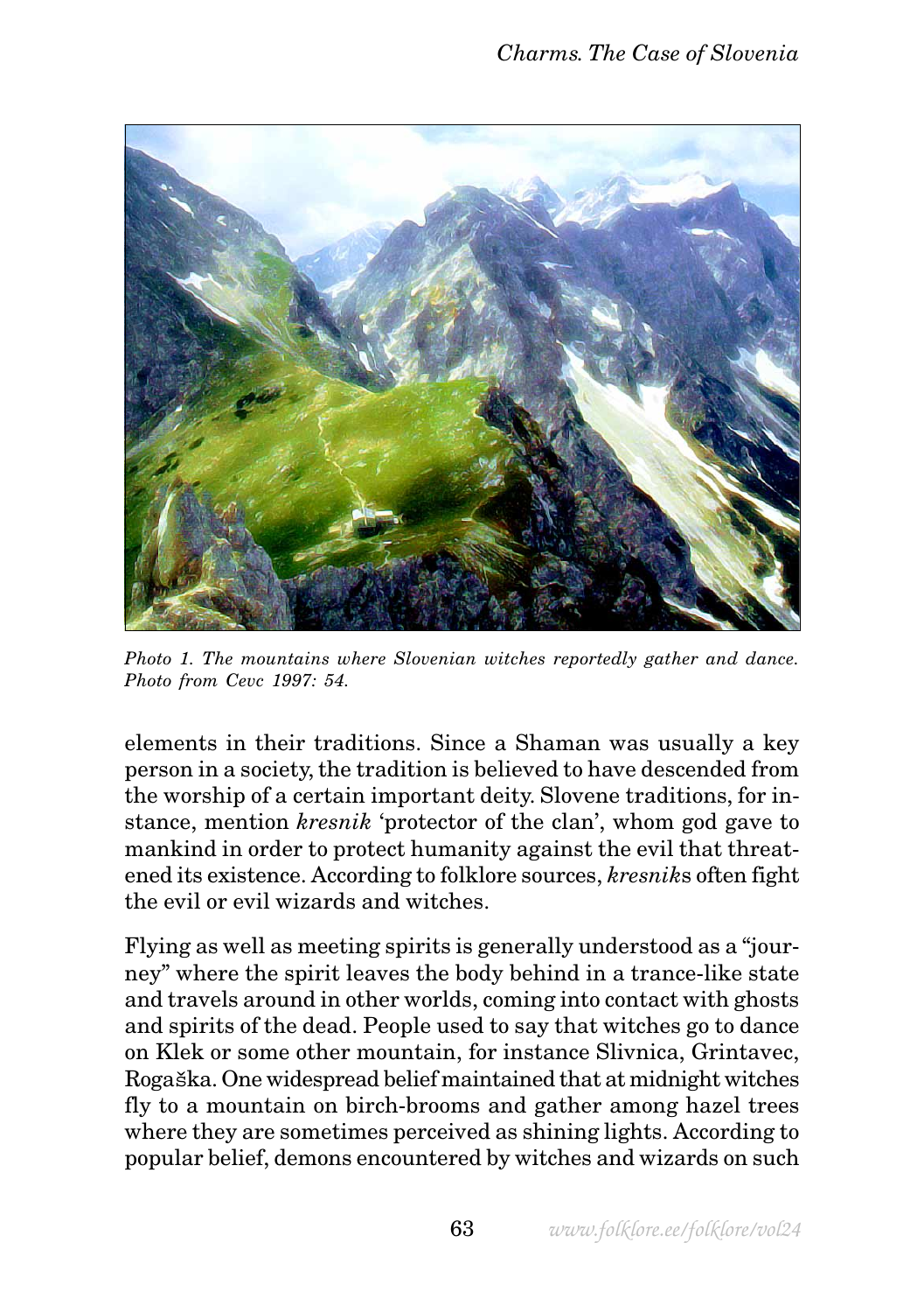*Photo 1. The mountains where Slovenian witches reportedly gather and dance. Photo from Cevc 1997: 54.*

elements in their traditions. Since a Shaman was usually a key person in a society, the tradition is believed to have descended from the worship of a certain important deity. Slovene traditions, for instance, mention *kresnik* 'protector of the clan', whom god gave to mankind in order to protect humanity against the evil that threatened its existence. According to folklore sources, *kresnik*s often fight the evil or evil wizards and witches.

Flying as well as meeting spirits is generally understood as a "journey" where the spirit leaves the body behind in a trance-like state and travels around in other worlds, coming into contact with ghosts and spirits of the dead. People used to say that witches go to dance on Klek or some other mountain, for instance Slivnica, Grintavec, Rogaška. One widespread belief maintained that at midnight witches fly to a mountain on birch-brooms and gather among hazel trees where they are sometimes perceived as shining lights. According to popular belief, demons encountered by witches and wizards on such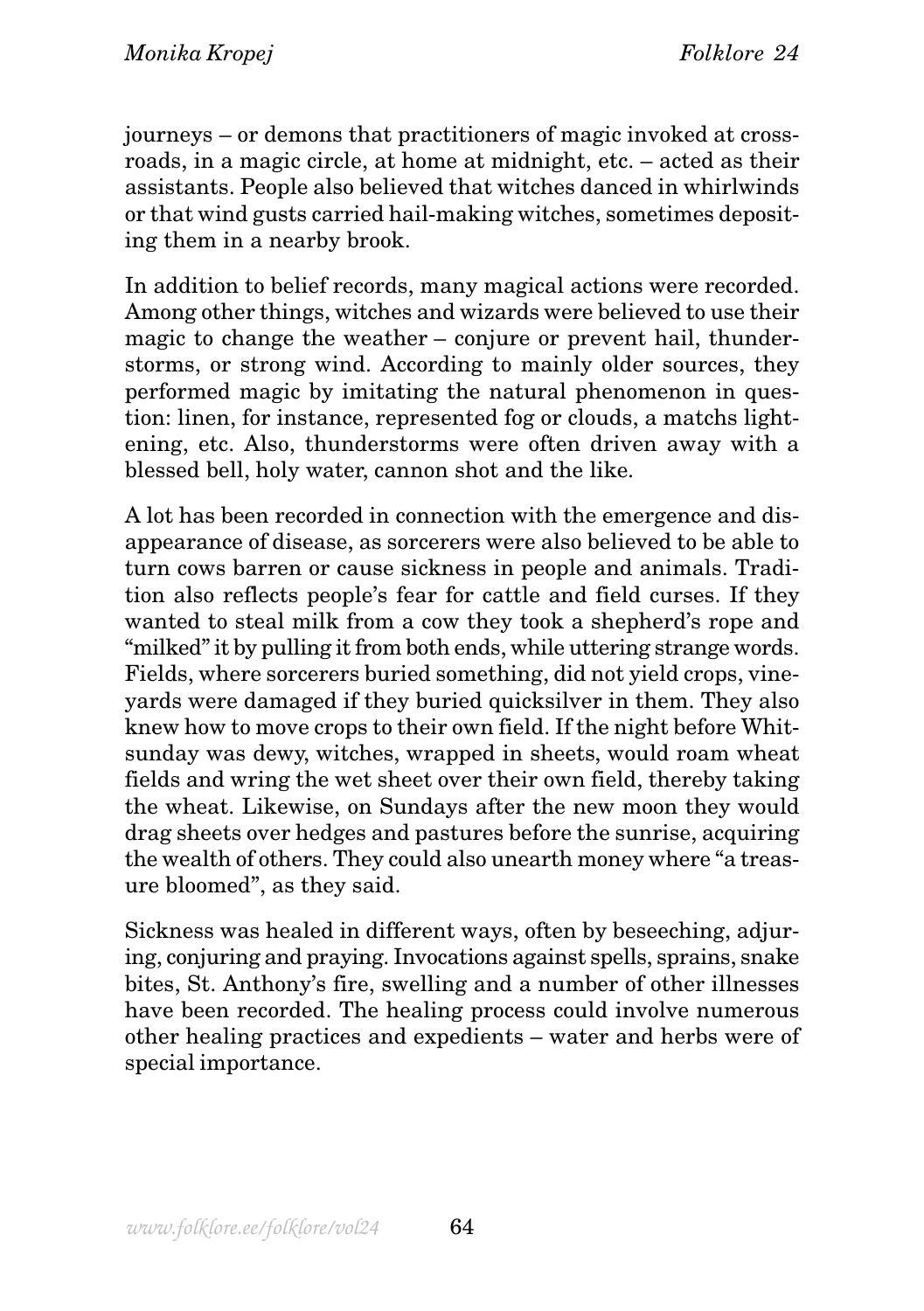journeys – or demons that practitioners of magic invoked at crossroads, in a magic circle, at home at midnight, etc. – acted as their assistants. People also believed that witches danced in whirlwinds or that wind gusts carried hail-making witches, sometimes depositing them in a nearby brook.

In addition to belief records, many magical actions were recorded. Among other things, witches and wizards were believed to use their magic to change the weather – conjure or prevent hail, thunderstorms, or strong wind. According to mainly older sources, they performed magic by imitating the natural phenomenon in question: linen, for instance, represented fog or clouds, a matchs lightening, etc. Also, thunderstorms were often driven away with a blessed bell, holy water, cannon shot and the like.

A lot has been recorded in connection with the emergence and disappearance of disease, as sorcerers were also believed to be able to turn cows barren or cause sickness in people and animals. Tradition also reflects people's fear for cattle and field curses. If they wanted to steal milk from a cow they took a shepherd's rope and "milked" it by pulling it from both ends, while uttering strange words. Fields, where sorcerers buried something, did not yield crops, vineyards were damaged if they buried quicksilver in them. They also knew how to move crops to their own field. If the night before Whitsunday was dewy, witches, wrapped in sheets, would roam wheat fields and wring the wet sheet over their own field, thereby taking the wheat. Likewise, on Sundays after the new moon they would drag sheets over hedges and pastures before the sunrise, acquiring the wealth of others. They could also unearth money where "a treasure bloomed", as they said.

Sickness was healed in different ways, often by beseeching, adjuring, conjuring and praying. Invocations against spells, sprains, snake bites, St. Anthony's fire, swelling and a number of other illnesses have been recorded. The healing process could involve numerous other healing practices and expedients – water and herbs were of special importance.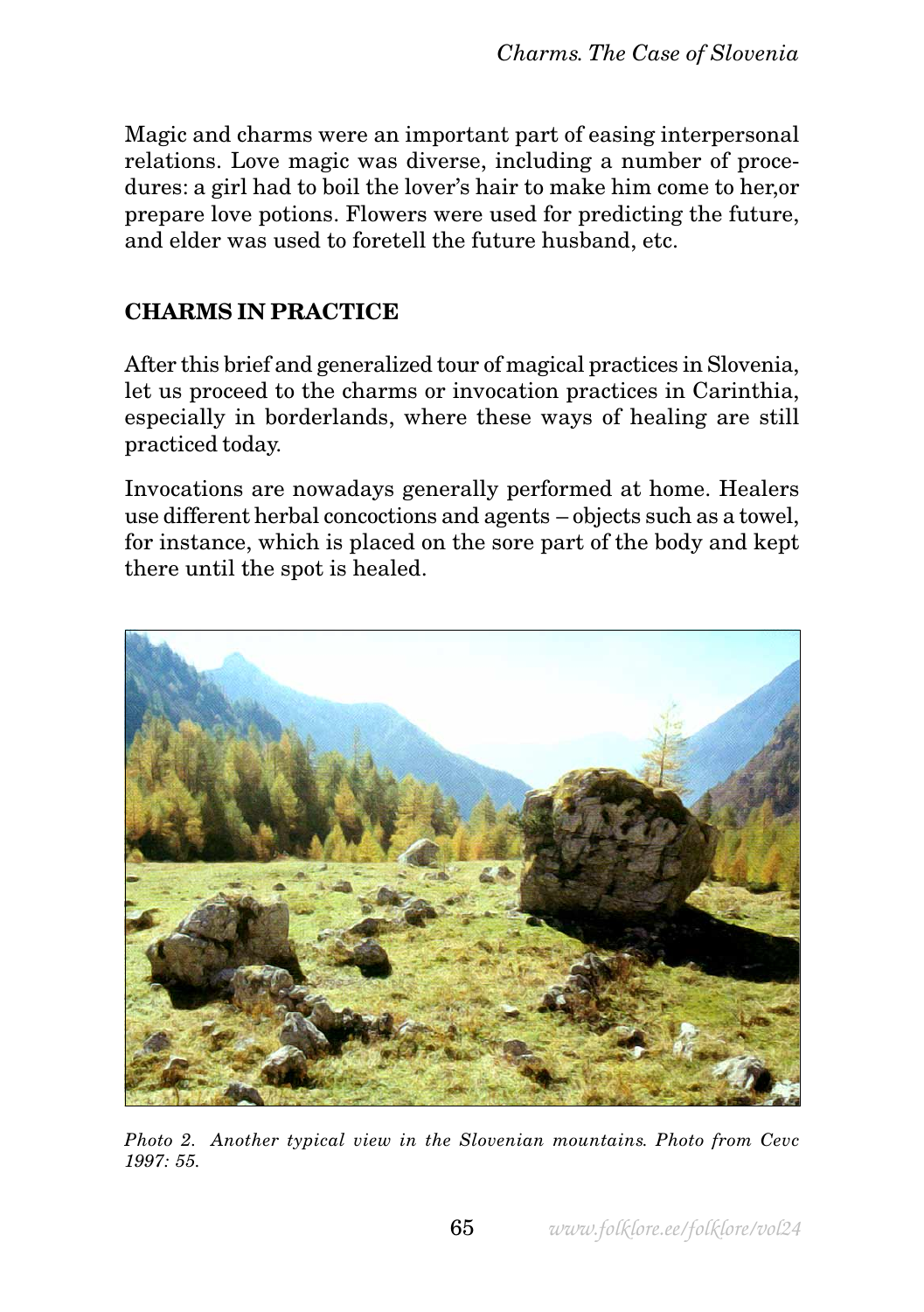Magic and charms were an important part of easing interpersonal relations. Love magic was diverse, including a number of procedures: a girl had to boil the lover's hair to make him come to her,or prepare love potions. Flowers were used for predicting the future, and elder was used to foretell the future husband, etc.

## CHARMS IN PRACTICE

After this brief and generalized tour of magical practices in Slovenia, let us proceed to the charms or invocation practices in Carinthia, especially in borderlands, where these ways of healing are still practiced today.

Invocations are nowadays generally performed at home. Healers use different herbal concoctions and agents – objects such as a towel, for instance, which is placed on the sore part of the body and kept there until the spot is healed.

*Photo 2. Another typical view in the Slovenian mountains. Photo from Cevc 1997: 55.*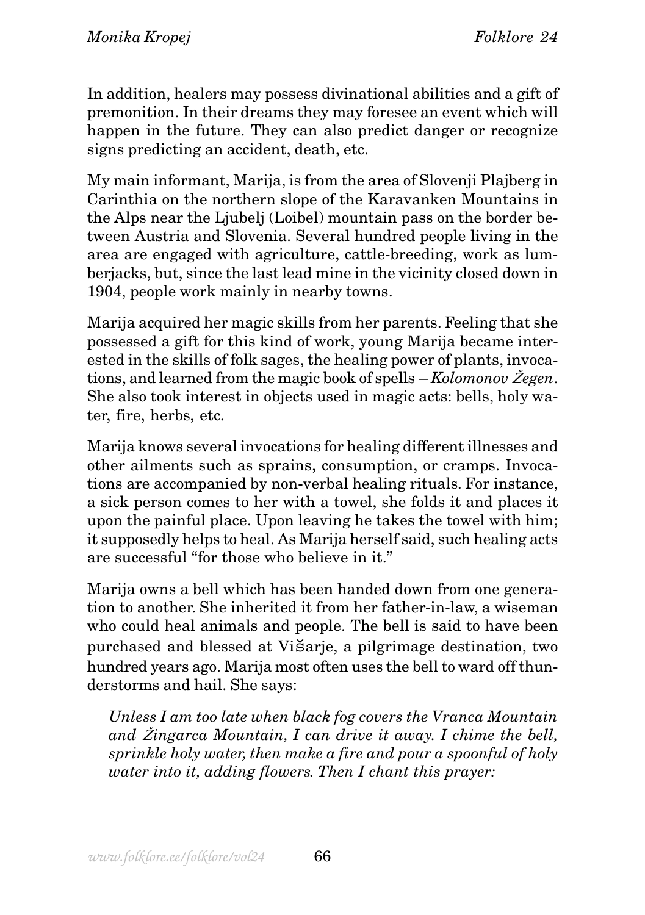In addition, healers may possess divinational abilities and a gift of premonition. In their dreams they may foresee an event which will happen in the future. They can also predict danger or recognize signs predicting an accident, death, etc.

My main informant, Marija, is from the area of Slovenji Plajberg in Carinthia on the northern slope of the Karavanken Mountains in the Alps near the Ljubelj (Loibel) mountain pass on the border between Austria and Slovenia. Several hundred people living in the area are engaged with agriculture, cattle-breeding, work as lumberjacks, but, since the last lead mine in the vicinity closed down in 1904, people work mainly in nearby towns.

Marija acquired her magic skills from her parents. Feeling that she possessed a gift for this kind of work, young Marija became interested in the skills of folk sages, the healing power of plants, invocations, and learned from the magic book of spells – *Kolomonov Žegen*. She also took interest in objects used in magic acts: bells, holy water, fire, herbs, etc.

Marija knows several invocations for healing different illnesses and other ailments such as sprains, consumption, or cramps. Invocations are accompanied by non-verbal healing rituals. For instance, a sick person comes to her with a towel, she folds it and places it upon the painful place. Upon leaving he takes the towel with him; it supposedly helps to heal. As Marija herself said, such healing acts are successful "for those who believe in it."

Marija owns a bell which has been handed down from one generation to another. She inherited it from her father-in-law, a wiseman who could heal animals and people. The bell is said to have been purchased and blessed at Višarje, a pilgrimage destination, two hundred years ago. Marija most often uses the bell to ward off thunderstorms and hail. She says:

> *Unless I am too late when black fog covers the Vranca Mountain and Žingarca Mountain, I can drive it away. I chime the bell, sprinkle holy water, then make a fire and pour a spoonful of holy water into it, adding flowers. Then I chant this prayer:*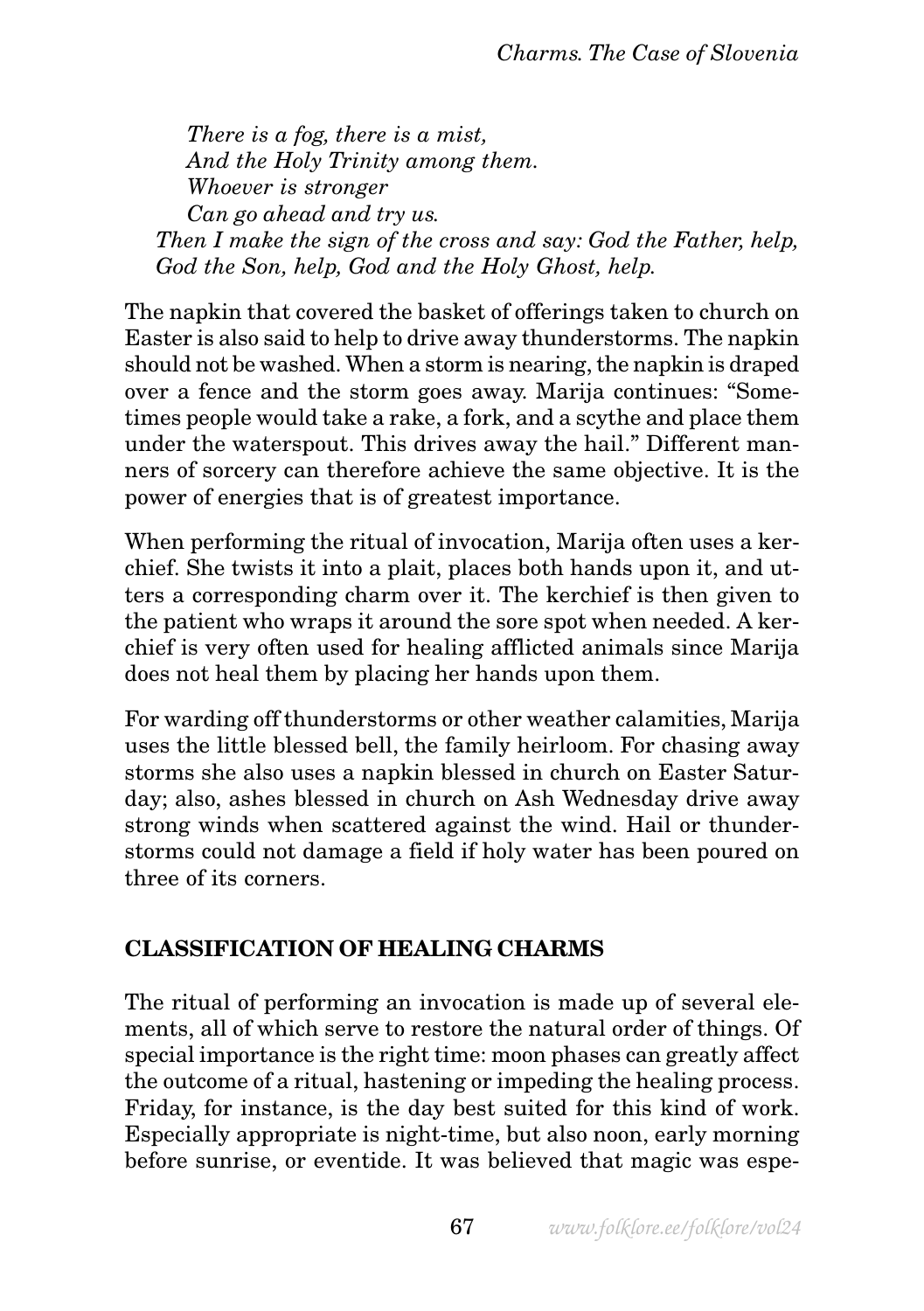*There is a fog, there is a mist,*  
*And the Holy Trinity among them.*  
*Whoever is stronger*  
*Can go ahead and try us.*

*Then I make the sign of the cross and say: God the Father, help, God the Son, help, God and the Holy Ghost, help.*

The napkin that covered the basket of offerings taken to church on Easter is also said to help to drive away thunderstorms. The napkin should not be washed. When a storm is nearing, the napkin is draped over a fence and the storm goes away. Marija continues: "Sometimes people would take a rake, a fork, and a scythe and place them under the waterspout. This drives away the hail." Different manners of sorcery can therefore achieve the same objective. It is the power of energies that is of greatest importance.

When performing the ritual of invocation, Marija often uses a kerchief. She twists it into a plait, places both hands upon it, and utters a corresponding charm over it. The kerchief is then given to the patient who wraps it around the sore spot when needed. A kerchief is very often used for healing afflicted animals since Marija does not heal them by placing her hands upon them.

For warding off thunderstorms or other weather calamities, Marija uses the little blessed bell, the family heirloom. For chasing away storms she also uses a napkin blessed in church on Easter Saturday; also, ashes blessed in church on Ash Wednesday drive away strong winds when scattered against the wind. Hail or thunderstorms could not damage a field if holy water has been poured on three of its corners.

## CLASSIFICATION OF HEALING CHARMS

The ritual of performing an invocation is made up of several elements, all of which serve to restore the natural order of things. Of special importance is the right time: moon phases can greatly affect the outcome of a ritual, hastening or impeding the healing process. Friday, for instance, is the day best suited for this kind of work. Especially appropriate is night-time, but also noon, early morning before sunrise, or eventide. It was believed that magic was espe-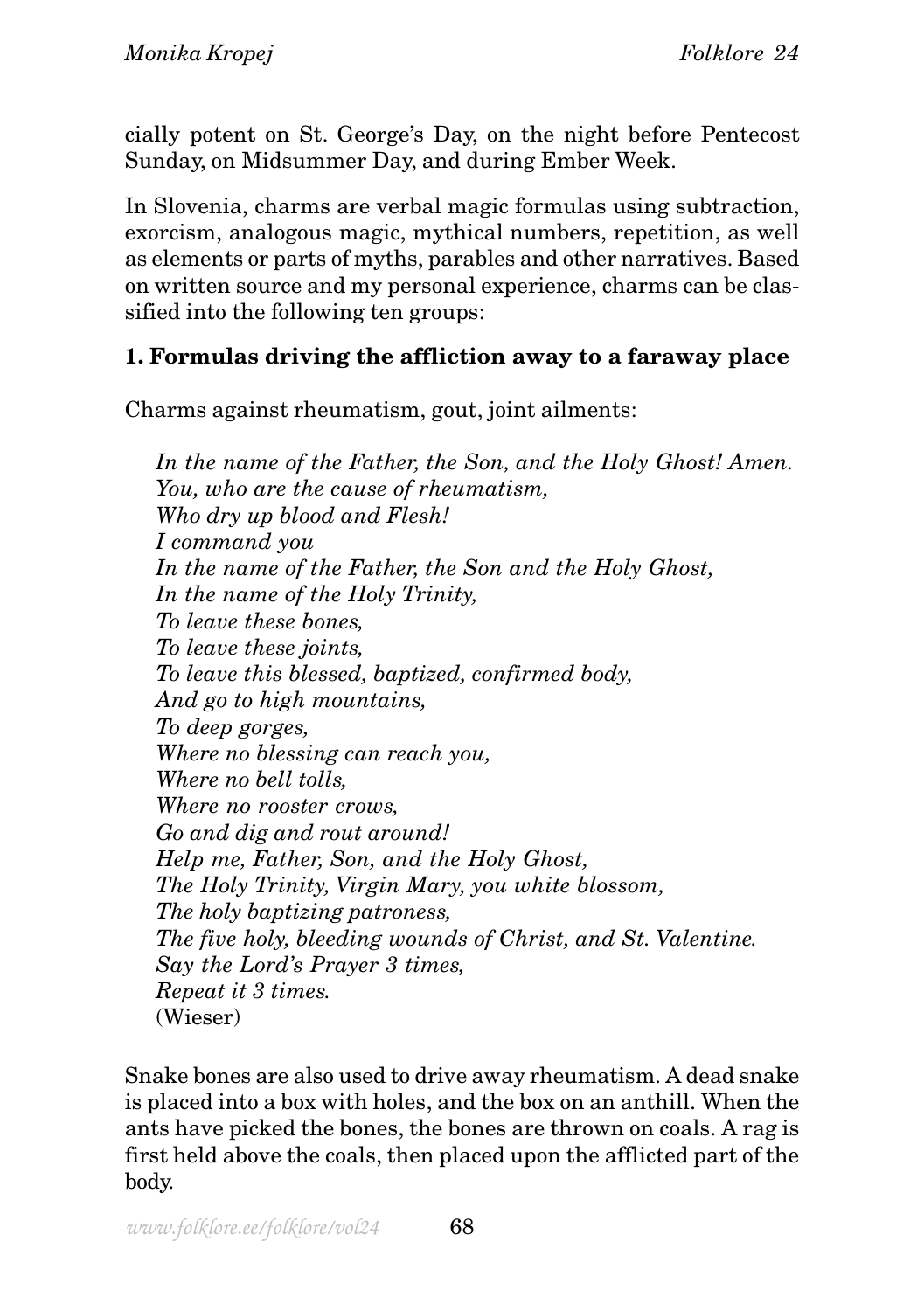cially potent on St. George's Day, on the night before Pentecost Sunday, on Midsummer Day, and during Ember Week.

In Slovenia, charms are verbal magic formulas using subtraction, exorcism, analogous magic, mythical numbers, repetition, as well as elements or parts of myths, parables and other narratives. Based on written source and my personal experience, charms can be classified into the following ten groups:

**1. Formulas driving the affliction away to a faraway place**

Charms against rheumatism, gout, joint ailments:

> *In the name of the Father, the Son, and the Holy Ghost! Amen.*
> *You, who are the cause of rheumatism,*
> *Who dry up blood and Flesh!*
> *I command you*
> *In the name of the Father, the Son and the Holy Ghost,*
> *In the name of the Holy Trinity,*
> *To leave these bones,*
> *To leave these joints,*
> *To leave this blessed, baptized, confirmed body,*
> *And go to high mountains,*
> *To deep gorges,*
> *Where no blessing can reach you,*
> *Where no bell tolls,*
> *Where no rooster crows,*
> *Go and dig and rout around!*
> *Help me, Father, Son, and the Holy Ghost,*
> *The Holy Trinity, Virgin Mary, you white blossom,*
> *The holy baptizing patroness,*
> *The five holy, bleeding wounds of Christ, and St. Valentine.*
> *Say the Lord's Prayer 3 times,*
> *Repeat it 3 times.*
> (Wieser)

Snake bones are also used to drive away rheumatism. A dead snake is placed into a box with holes, and the box on an anthill. When the ants have picked the bones, the bones are thrown on coals. A rag is first held above the coals, then placed upon the afflicted part of the body.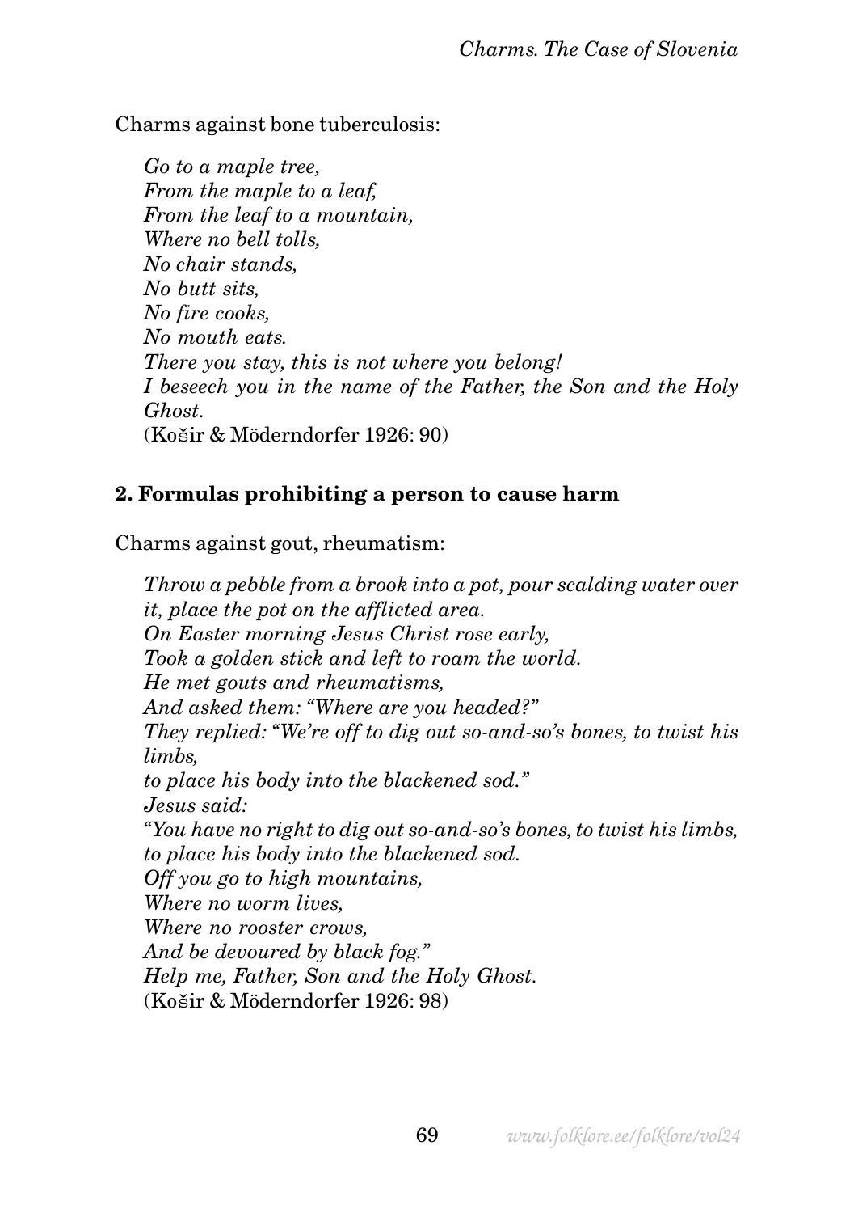Charms against bone tuberculosis:

*Go to a maple tree,*
*From the maple to a leaf,*
*From the leaf to a mountain,*
*Where no bell tolls,*
*No chair stands,*
*No butt sits,*
*No fire cooks,*
*No mouth eats.*
*There you stay, this is not where you belong!*
*I beseech you in the name of the Father, the Son and the Holy Ghost.*
(Košir & Möderndorfer 1926: 90)

**2. Formulas prohibiting a person to cause harm**

Charms against gout, rheumatism:

*Throw a pebble from a brook into a pot, pour scalding water over it, place the pot on the afflicted area.*
*On Easter morning Jesus Christ rose early,*
*Took a golden stick and left to roam the world.*
*He met gouts and rheumatisms,*
*And asked them: "Where are you headed?"*
*They replied: "We're off to dig out so-and-so's bones, to twist his limbs,*
*to place his body into the blackened sod."*
*Jesus said:*
*"You have no right to dig out so-and-so's bones, to twist his limbs,*
*to place his body into the blackened sod.*
*Off you go to high mountains,*
*Where no worm lives,*
*Where no rooster crows,*
*And be devoured by black fog."*
*Help me, Father, Son and the Holy Ghost.*
(Košir & Möderndorfer 1926: 98)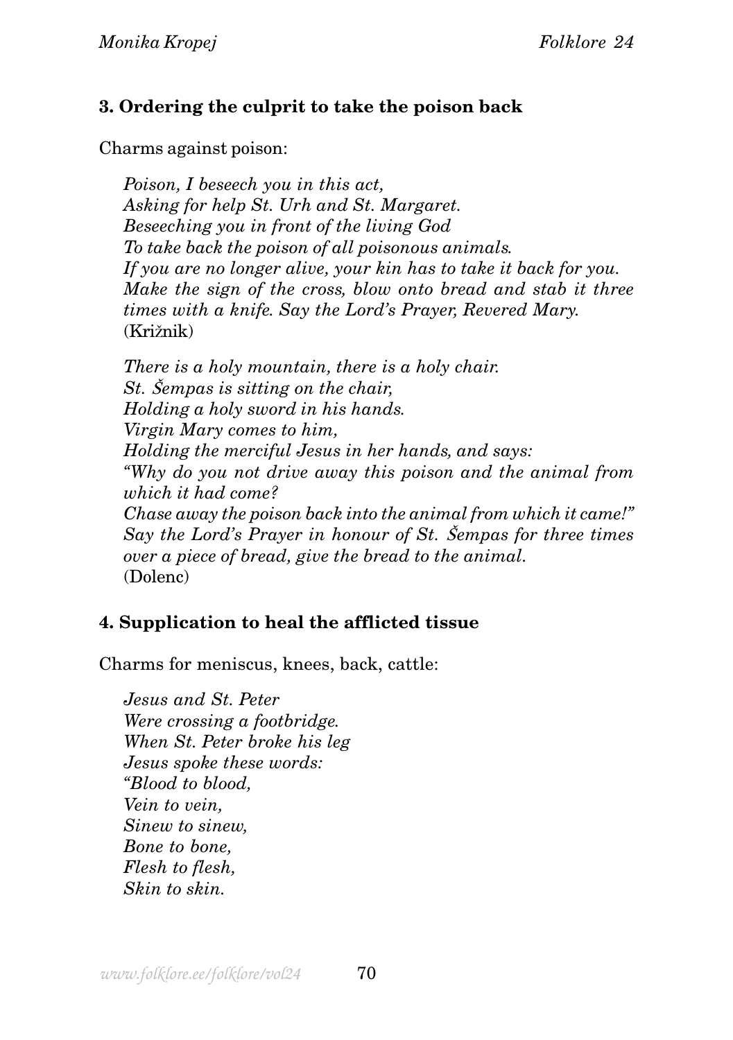### 3. Ordering the culprit to take the poison back

Charms against poison:

> *Poison, I beseech you in this act,*
> *Asking for help St. Urh and St. Margaret.*
> *Beseeching you in front of the living God*
> *To take back the poison of all poisonous animals.*
> *If you are no longer alive, your kin has to take it back for you.*
> *Make the sign of the cross, blow onto bread and stab it three times with a knife. Say the Lord's Prayer, Revered Mary.*
> (Križnik)

> *There is a holy mountain, there is a holy chair.*
> *St. Šempas is sitting on the chair,*
> *Holding a holy sword in his hands.*
> *Virgin Mary comes to him,*
> *Holding the merciful Jesus in her hands, and says:*
> *"Why do you not drive away this poison and the animal from which it had come?*
> *Chase away the poison back into the animal from which it came!"*
> *Say the Lord's Prayer in honour of St. Šempas for three times over a piece of bread, give the bread to the animal.*
> (Dolenc)

### 4. Supplication to heal the afflicted tissue

Charms for meniscus, knees, back, cattle:

> *Jesus and St. Peter*
> *Were crossing a footbridge.*
> *When St. Peter broke his leg*
> *Jesus spoke these words:*
> *"Blood to blood,*
> *Vein to vein,*
> *Sinew to sinew,*
> *Bone to bone,*
> *Flesh to flesh,*
> *Skin to skin.*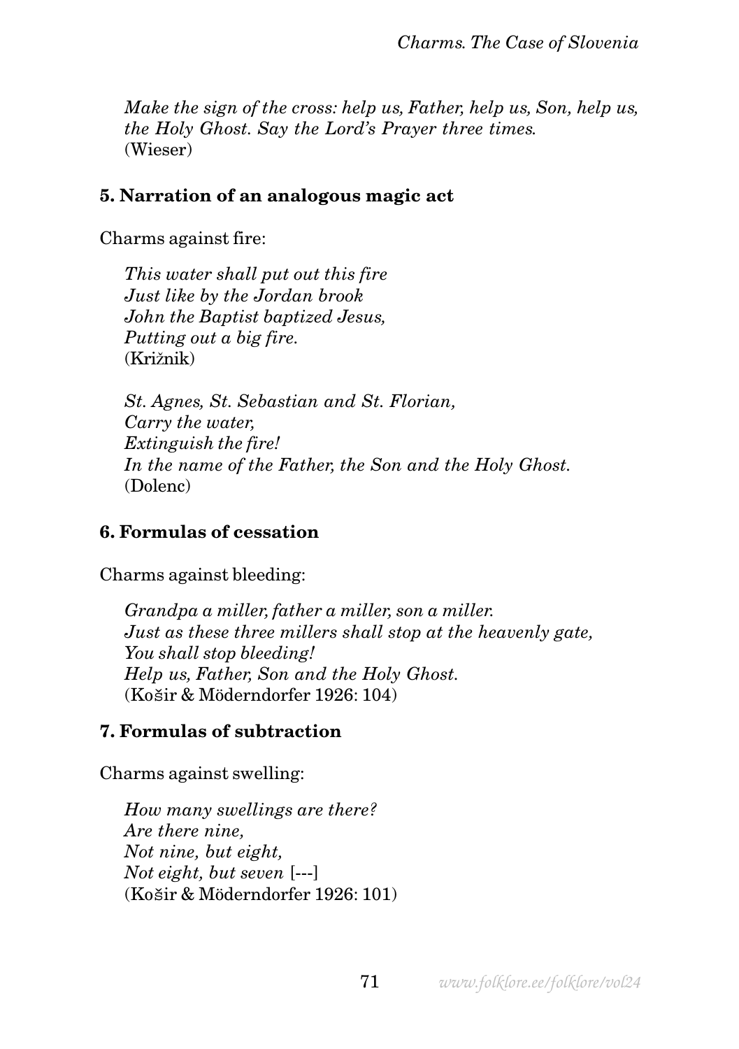*Make the sign of the cross: help us, Father, help us, Son, help us, the Holy Ghost. Say the Lord's Prayer three times.*
(Wieser)

### 5. Narration of an analogous magic act

Charms against fire:

*This water shall put out this fire*
*Just like by the Jordan brook*
*John the Baptist baptized Jesus,*
*Putting out a big fire.*
(Križnik)

*St. Agnes, St. Sebastian and St. Florian,*
*Carry the water,*
*Extinguish the fire!*
*In the name of the Father, the Son and the Holy Ghost.*
(Dolenc)

### 6. Formulas of cessation

Charms against bleeding:

*Grandpa a miller, father a miller, son a miller.*
*Just as these three millers shall stop at the heavenly gate,*
*You shall stop bleeding!*
*Help us, Father, Son and the Holy Ghost.*
(Košir & Möderndorfer 1926: 104)

### 7. Formulas of subtraction

Charms against swelling:

*How many swellings are there?*
*Are there nine,*
*Not nine, but eight,*
*Not eight, but seven* [---]
(Košir & Möderndorfer 1926: 101)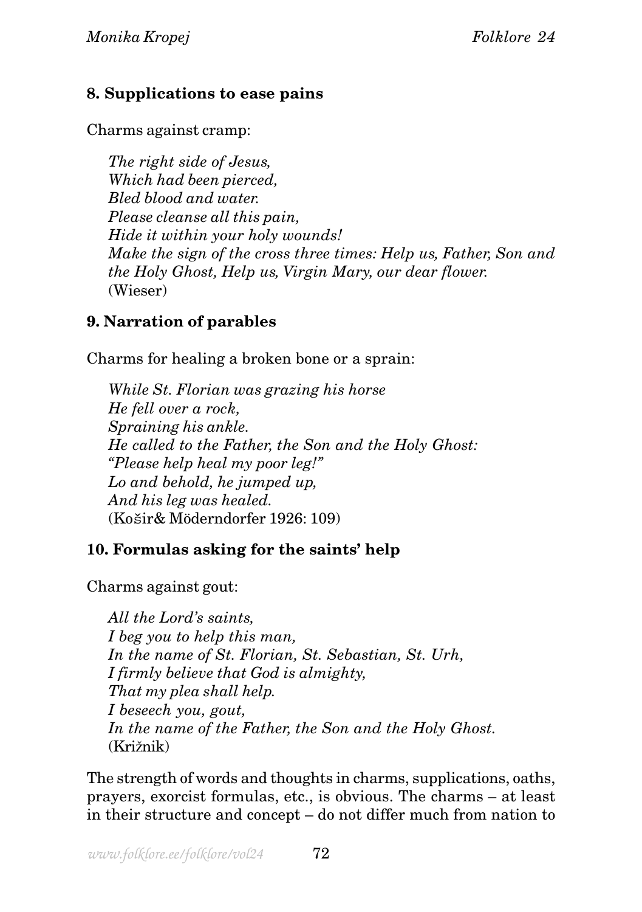### 8. Supplications to ease pains

Charms against cramp:

> *The right side of Jesus,*
> *Which had been pierced,*
> *Bled blood and water.*
> *Please cleanse all this pain,*
> *Hide it within your holy wounds!*
> *Make the sign of the cross three times: Help us, Father, Son and the Holy Ghost, Help us, Virgin Mary, our dear flower.*
> (Wieser)

### 9. Narration of parables

Charms for healing a broken bone or a sprain:

> *While St. Florian was grazing his horse*
> *He fell over a rock,*
> *Spraining his ankle.*
> *He called to the Father, the Son and the Holy Ghost:*
> *"Please help heal my poor leg!"*
> *Lo and behold, he jumped up,*
> *And his leg was healed.*
> (Košir& Möderndorfer 1926: 109)

### 10. Formulas asking for the saints' help

Charms against gout:

> *All the Lord's saints,*
> *I beg you to help this man,*
> *In the name of St. Florian, St. Sebastian, St. Urh,*
> *I firmly believe that God is almighty,*
> *That my plea shall help.*
> *I beseech you, gout,*
> *In the name of the Father, the Son and the Holy Ghost.*
> (Križnik)

The strength of words and thoughts in charms, supplications, oaths, prayers, exorcist formulas, etc., is obvious. The charms – at least in their structure and concept – do not differ much from nation to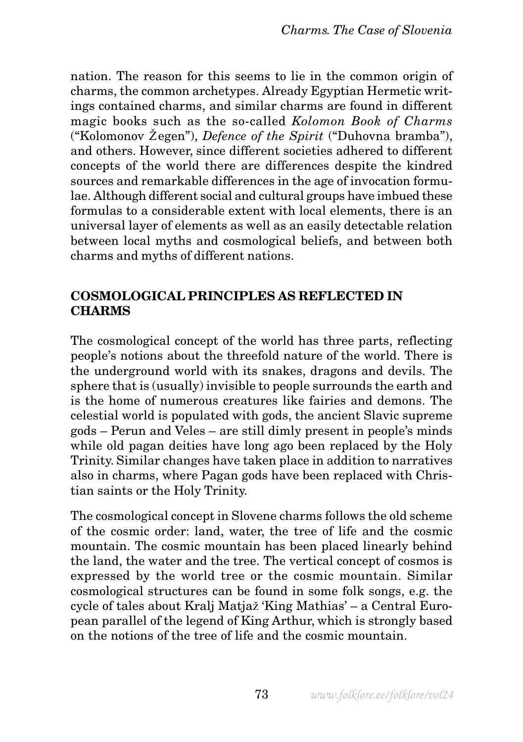nation. The reason for this seems to lie in the common origin of charms, the common archetypes. Already Egyptian Hermetic writings contained charms, and similar charms are found in different magic books such as the so-called *Kolomon Book of Charms* ("Kolomonov Žegen"), *Defence of the Spirit* ("Duhovna bramba"), and others. However, since different societies adhered to different concepts of the world there are differences despite the kindred sources and remarkable differences in the age of invocation formulae. Although different social and cultural groups have imbued these formulas to a considerable extent with local elements, there is an universal layer of elements as well as an easily detectable relation between local myths and cosmological beliefs, and between both charms and myths of different nations.

## COSMOLOGICAL PRINCIPLES AS REFLECTED IN CHARMS

The cosmological concept of the world has three parts, reflecting people's notions about the threefold nature of the world. There is the underground world with its snakes, dragons and devils. The sphere that is (usually) invisible to people surrounds the earth and is the home of numerous creatures like fairies and demons. The celestial world is populated with gods, the ancient Slavic supreme gods – Perun and Veles – are still dimly present in people's minds while old pagan deities have long ago been replaced by the Holy Trinity. Similar changes have taken place in addition to narratives also in charms, where Pagan gods have been replaced with Christian saints or the Holy Trinity.

The cosmological concept in Slovene charms follows the old scheme of the cosmic order: land, water, the tree of life and the cosmic mountain. The cosmic mountain has been placed linearly behind the land, the water and the tree. The vertical concept of cosmos is expressed by the world tree or the cosmic mountain. Similar cosmological structures can be found in some folk songs, e.g. the cycle of tales about Kralj Matjaž 'King Mathias' – a Central European parallel of the legend of King Arthur, which is strongly based on the notions of the tree of life and the cosmic mountain.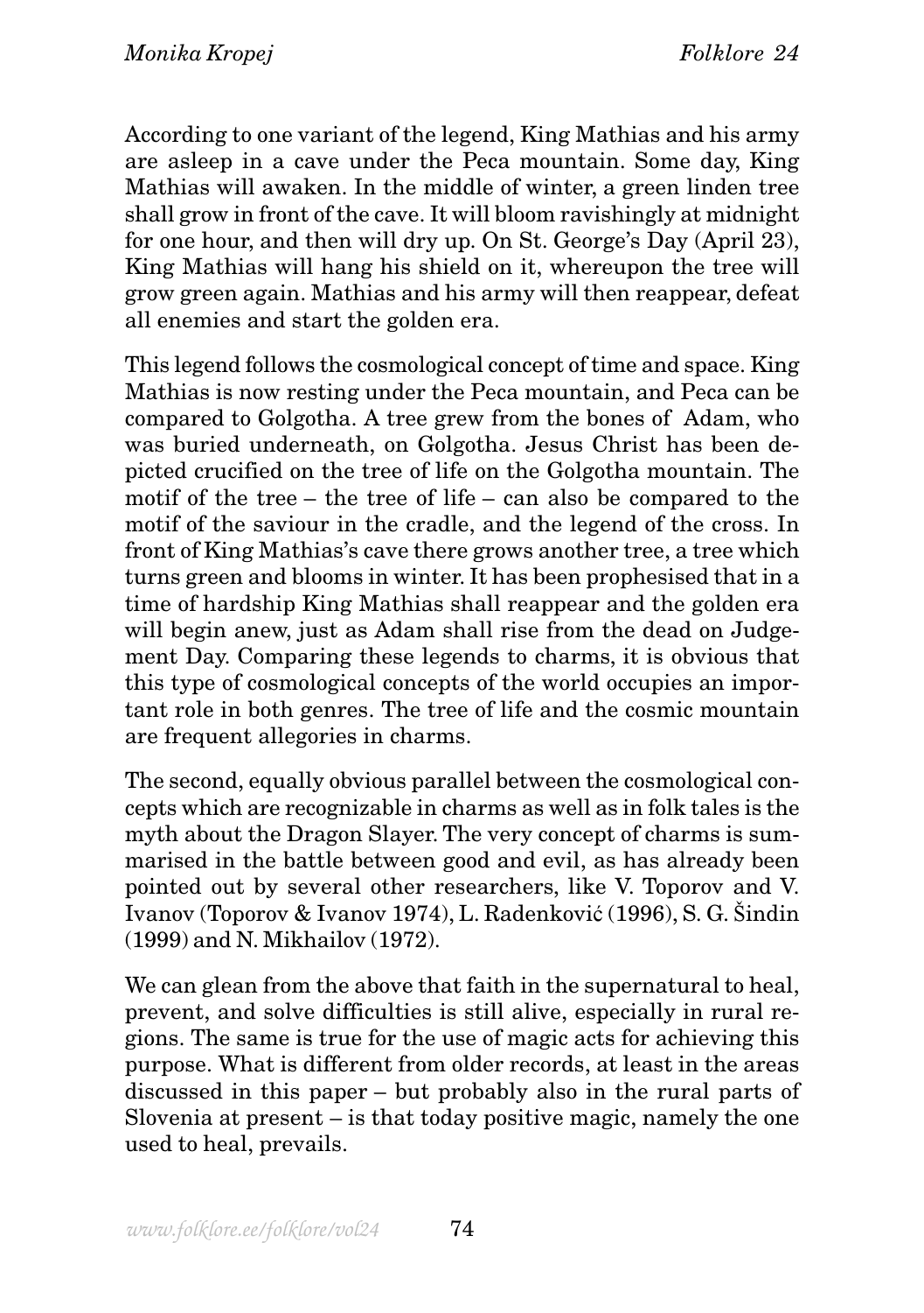According to one variant of the legend, King Mathias and his army are asleep in a cave under the Peca mountain. Some day, King Mathias will awaken. In the middle of winter, a green linden tree shall grow in front of the cave. It will bloom ravishingly at midnight for one hour, and then will dry up. On St. George's Day (April 23), King Mathias will hang his shield on it, whereupon the tree will grow green again. Mathias and his army will then reappear, defeat all enemies and start the golden era.

This legend follows the cosmological concept of time and space. King Mathias is now resting under the Peca mountain, and Peca can be compared to Golgotha. A tree grew from the bones of Adam, who was buried underneath, on Golgotha. Jesus Christ has been depicted crucified on the tree of life on the Golgotha mountain. The motif of the tree – the tree of life – can also be compared to the motif of the saviour in the cradle, and the legend of the cross. In front of King Mathias's cave there grows another tree, a tree which turns green and blooms in winter. It has been prophesised that in a time of hardship King Mathias shall reappear and the golden era will begin anew, just as Adam shall rise from the dead on Judgement Day. Comparing these legends to charms, it is obvious that this type of cosmological concepts of the world occupies an important role in both genres. The tree of life and the cosmic mountain are frequent allegories in charms.

The second, equally obvious parallel between the cosmological concepts which are recognizable in charms as well as in folk tales is the myth about the Dragon Slayer. The very concept of charms is summarised in the battle between good and evil, as has already been pointed out by several other researchers, like V. Toporov and V. Ivanov (Toporov & Ivanov 1974), L. Radenković (1996), S. G. Šindin (1999) and N. Mikhailov (1972).

We can glean from the above that faith in the supernatural to heal, prevent, and solve difficulties is still alive, especially in rural regions. The same is true for the use of magic acts for achieving this purpose. What is different from older records, at least in the areas discussed in this paper – but probably also in the rural parts of Slovenia at present – is that today positive magic, namely the one used to heal, prevails.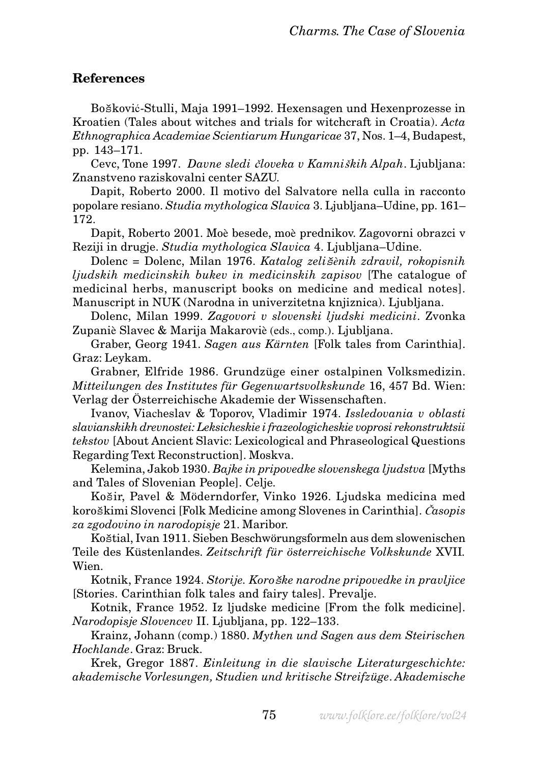## References

Bošković-Stulli, Maja 1991–1992. Hexensagen und Hexenprozesse in Kroatien (Tales about witches and trials for witchcraft in Croatia). *Acta Ethnographica Academiae Scientiarum Hungaricae* 37, Nos. 1–4, Budapest, pp. 143–171.

Cevc, Tone 1997. *Davne sledi človeka v Kamniških Alpah*. Ljubljana: Znanstveno raziskovalni center SAZU.

Dapit, Roberto 2000. Il motivo del Salvatore nella culla in racconto popolare resiano. *Studia mythologica Slavica* 3. Ljubljana–Udine, pp. 161–172.

Dapit, Roberto 2001. Moè besede, moè prednikov. Zagovorni obrazci v Reziji in drugje. *Studia mythologica Slavica* 4. Ljubljana–Udine.

Dolenc = Dolenc, Milan 1976. *Katalog zeliščnih zdravil, rokopisnih ljudskih medicinskih bukev in medicinskih zapisov* [The catalogue of medicinal herbs, manuscript books on medicine and medical notes]. Manuscript in NUK (Narodna in univerzitetna knjiznica). Ljubljana.

Dolenc, Milan 1999. *Zagovori v slovenski ljudski medicini*. Zvonka Zupaniè Slavec & Marija Makaroviè (eds., comp.). Ljubljana.

Graber, Georg 1941. *Sagen aus Kärnten* [Folk tales from Carinthia]. Graz: Leykam.

Grabner, Elfride 1986. Grundzüge einer ostalpinen Volksmedizin. *Mitteilungen des Institutes für Gegenwartsvolkskunde* 16, 457 Bd. Wien: Verlag der Österreichische Akademie der Wissenschaften.

Ivanov, Viacheslav & Toporov, Vladimir 1974. *Issledovania v oblasti slavianskikh drevnostei: Leksicheskie i frazeologicheskie voprosi rekonstruktsii tekstov* [About Ancient Slavic: Lexicological and Phraseological Questions Regarding Text Reconstruction]. Moskva.

Kelemina, Jakob 1930. *Bajke in pripovedke slovenskega ljudstva* [Myths and Tales of Slovenian People]. Celje.

Košir, Pavel & Möderndorfer, Vinko 1926. Ljudska medicina med koroškimi Slovenci [Folk Medicine among Slovenes in Carinthia]. *Časopis za zgodovino in narodopisje* 21. Maribor.

Koštial, Ivan 1911. Sieben Beschwörungsformeln aus dem slowenischen Teile des Küstenlandes. *Zeitschrift für österreichische Volkskunde* XVII. Wien.

Kotnik, France 1924. *Storije. Koroške narodne pripovedke in pravljice* [Stories. Carinthian folk tales and fairy tales]. Prevalje.

Kotnik, France 1952. Iz ljudske medicine [From the folk medicine]. *Narodopisje Slovencev* II. Ljubljana, pp. 122–133.

Krainz, Johann (comp.) 1880. *Mythen und Sagen aus dem Steirischen Hochlande*. Graz: Bruck.

Krek, Gregor 1887. *Einleitung in die slavische Literaturgeschichte: akademische Vorlesungen, Studien und kritische Streifzüge*. *Akademische*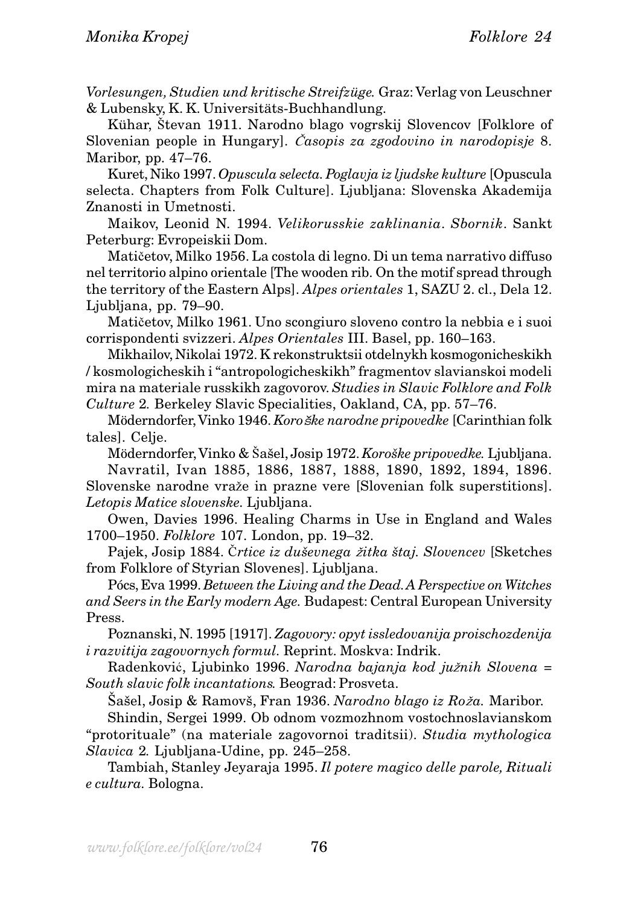*Vorlesungen, Studien und kritische Streifzüge.* Graz: Verlag von Leuschner & Lubensky, K. K. Universitäts-Buchhandlung.

Kühar, Števan 1911. Narodno blago vogrskij Slovencov [Folklore of Slovenian people in Hungary]. *Časopis za zgodovino in narodopisje* 8. Maribor, pp. 47–76.

Kuret, Niko 1997. *Opuscula selecta. Poglavja iz ljudske kulture* [Opuscula selecta. Chapters from Folk Culture]. Ljubljana: Slovenska Akademija Znanosti in Umetnosti.

Maikov, Leonid N. 1994. *Velikorusskie zaklinania. Sbornik*. Sankt Peterburg: Evropeiskii Dom.

Matičetov, Milko 1956. La costola di legno. Di un tema narrativo diffuso nel territorio alpino orientale [The wooden rib. On the motif spread through the territory of the Eastern Alps]. *Alpes orientales* 1, SAZU 2. cl., Dela 12. Ljubljana, pp. 79–90.

Matičetov, Milko 1961. Uno scongiuro sloveno contro la nebbia e i suoi corrispondenti svizzeri. *Alpes Orientales* III. Basel, pp. 160–163.

Mikhailov, Nikolai 1972. K rekonstruktsii otdelnykh kosmogonicheskikh / kosmologicheskih i "antropologicheskikh" fragmentov slavianskoi modeli mira na materiale russkikh zagovorov. *Studies in Slavic Folklore and Folk Culture* 2. Berkeley Slavic Specialities, Oakland, CA, pp. 57–76.

Möderndorfer, Vinko 1946. *Koroške narodne pripovedke* [Carinthian folk tales]. Celje.

Möderndorfer, Vinko & Šašel, Josip 1972. *Koroške pripovedke.* Ljubljana.

Navratil, Ivan 1885, 1886, 1887, 1888, 1890, 1892, 1894, 1896. Slovenske narodne vraže in prazne vere [Slovenian folk superstitions]. *Letopis Matice slovenske*. Ljubljana.

Owen, Davies 1996. Healing Charms in Use in England and Wales 1700–1950. *Folklore* 107. London, pp. 19–32.

Pajek, Josip 1884. *Črtice iz duševnega žitka štaj. Slovencev* [Sketches from Folklore of Styrian Slovenes]. Ljubljana.

Pócs, Eva 1999. *Between the Living and the Dead. A Perspective on Witches and Seers in the Early modern Age.* Budapest: Central European University Press.

Poznanski, N. 1995 [1917]. *Zagovory: opyt issledovanija proischozdenija i razvitija zagovornych formul*. Reprint. Moskva: Indrik.

Radenković, Ljubinko 1996. *Narodna bajanja kod južnih Slovena = South slavic folk incantations.* Beograd: Prosveta.

Šašel, Josip & Ramovš, Fran 1936. *Narodno blago iz Roža.* Maribor.

Shindin, Sergei 1999. Ob odnom vozmozhnom vostochnoslavianskom "protorituale" (na materiale zagovornoi traditsii). *Studia mythologica Slavica* 2. Ljubljana-Udine, pp. 245–258.

Tambiah, Stanley Jeyaraja 1995. *Il potere magico delle parole, Rituali e cultura*. Bologna.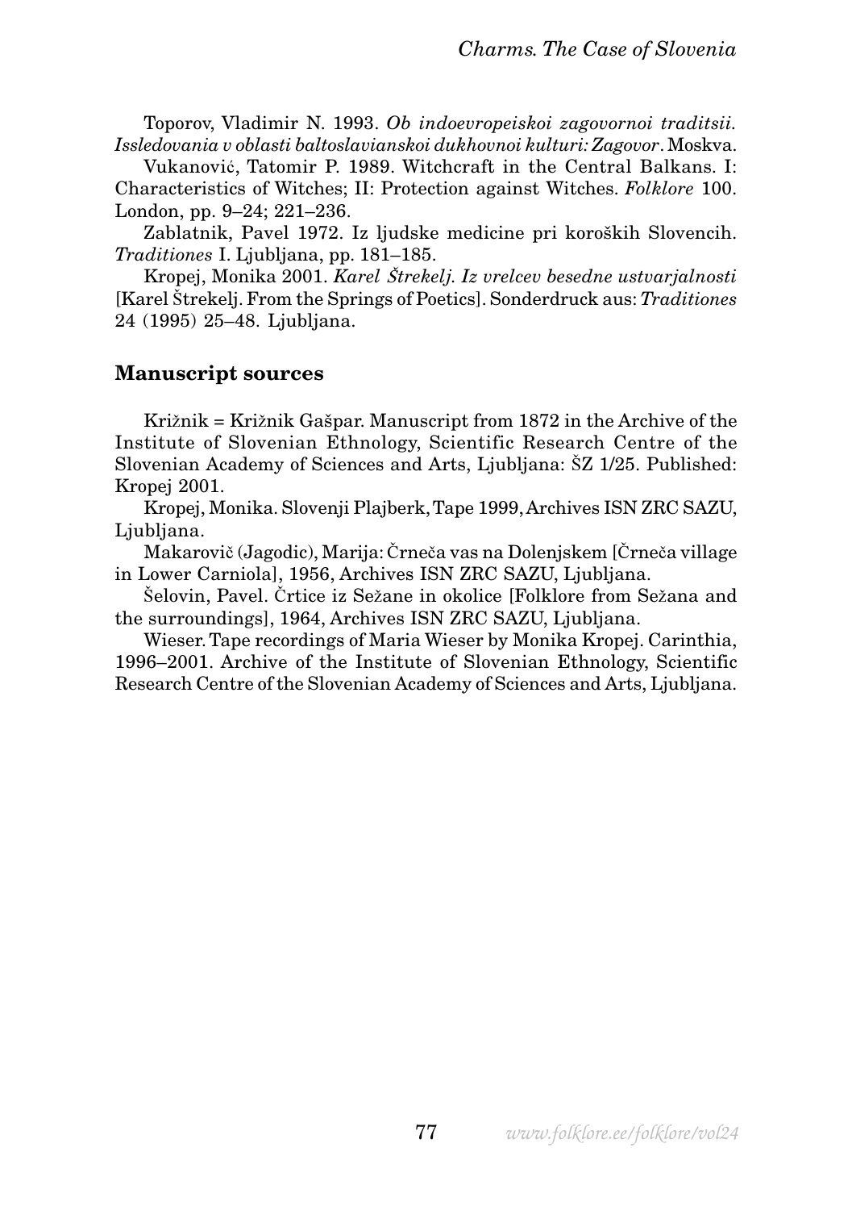Toporov, Vladimir N. 1993. *Ob indoevropeiskoi zagovornoi traditsii. Issledovania v oblasti baltoslavianskoi dukhovnoi kulturi: Zagovor*. Moskva.

Vukanović, Tatomir P. 1989. Witchcraft in the Central Balkans. I: Characteristics of Witches; II: Protection against Witches. *Folklore* 100. London, pp. 9–24; 221–236.

Zablatnik, Pavel 1972. Iz ljudske medicine pri koroških Slovencih. *Traditiones* I. Ljubljana, pp. 181–185.

Kropej, Monika 2001. *Karel Štrekelj. Iz vrelcev besedne ustvarjalnosti* [Karel Štrekelj. From the Springs of Poetics]. Sonderdruck aus: *Traditiones* 24 (1995) 25–48. Ljubljana.

## Manuscript sources

Križnik = Križnik Gašpar. Manuscript from 1872 in the Archive of the Institute of Slovenian Ethnology, Scientific Research Centre of the Slovenian Academy of Sciences and Arts, Ljubljana: ŠZ 1/25. Published: Kropej 2001.

Kropej, Monika. Slovenji Plajberk, Tape 1999, Archives ISN ZRC SAZU, Ljubljana.

Makarovič (Jagodic), Marija: Črneča vas na Dolenjskem [Črneča village in Lower Carniola], 1956, Archives ISN ZRC SAZU, Ljubljana.

Šelovin, Pavel. Črtice iz Sežane in okolice [Folklore from Sežana and the surroundings], 1964, Archives ISN ZRC SAZU, Ljubljana.

Wieser. Tape recordings of Maria Wieser by Monika Kropej. Carinthia, 1996–2001. Archive of the Institute of Slovenian Ethnology, Scientific Research Centre of the Slovenian Academy of Sciences and Arts, Ljubljana.